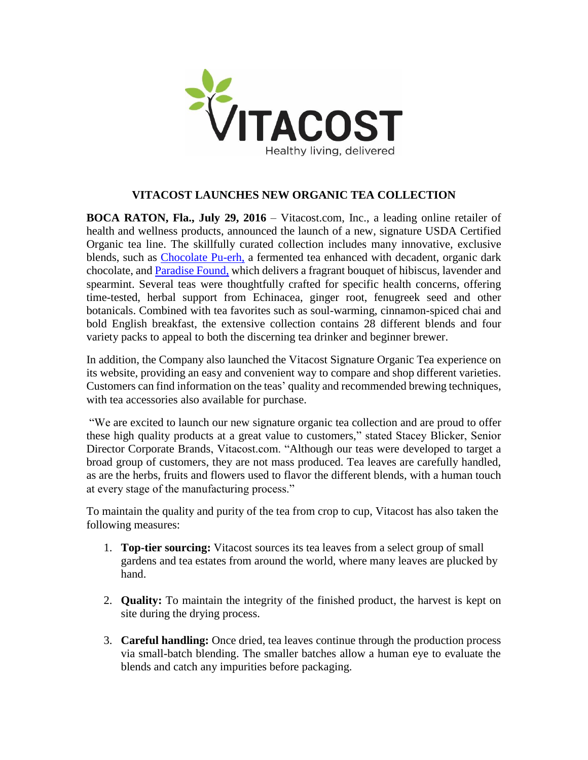# VITACOST LAUNCHES NEW ORGANIC TEA COLLECTION

**BOCA RATON, Fla., July 29, 2016** – Vitacost.com, Inc., a leading online retailer of health and wellness products, announced the launch of a new, signature USDA Certified Organic tea line. The skillfully curated collection includes many innovative, exclusive blends, such as Chocolate Pu-erh, a fermented tea enhanced with decadent, organic dark chocolate, and Paradise Found, which delivers a fragrant bouquet of hibiscus, lavender and spearmint. Several teas were thoughtfully crafted for specific health concerns, offering time-tested, herbal support from Echinacea, ginger root, fenugreek seed and other botanicals. Combined with tea favorites such as soul-warming, cinnamon-spiced chai and bold English breakfast, the extensive collection contains 28 different blends and four variety packs to appeal to both the discerning tea drinker and beginner brewer.

In addition, the Company also launched the Vitacost Signature Organic Tea experience on its website, providing an easy and convenient way to compare and shop different varieties. Customers can find information on the teas' quality and recommended brewing techniques, with tea accessories also available for purchase.

"We are excited to launch our new signature organic tea collection and are proud to offer these high quality products at a great value to customers," stated Stacey Blicker, Senior Director Corporate Brands, Vitacost.com. "Although our teas were developed to target a broad group of customers, they are not mass produced. Tea leaves are carefully handled, as are the herbs, fruits and flowers used to flavor the different blends, with a human touch at every stage of the manufacturing process."

To maintain the quality and purity of the tea from crop to cup, Vitacost has also taken the following measures:

1. **Top-tier sourcing:** Vitacost sources its tea leaves from a select group of small gardens and tea estates from around the world, where many leaves are plucked by hand.

2. **Quality:** To maintain the integrity of the finished product, the harvest is kept on site during the drying process.

3. **Careful handling:** Once dried, tea leaves continue through the production process via small-batch blending. The smaller batches allow a human eye to evaluate the blends and catch any impurities before packaging.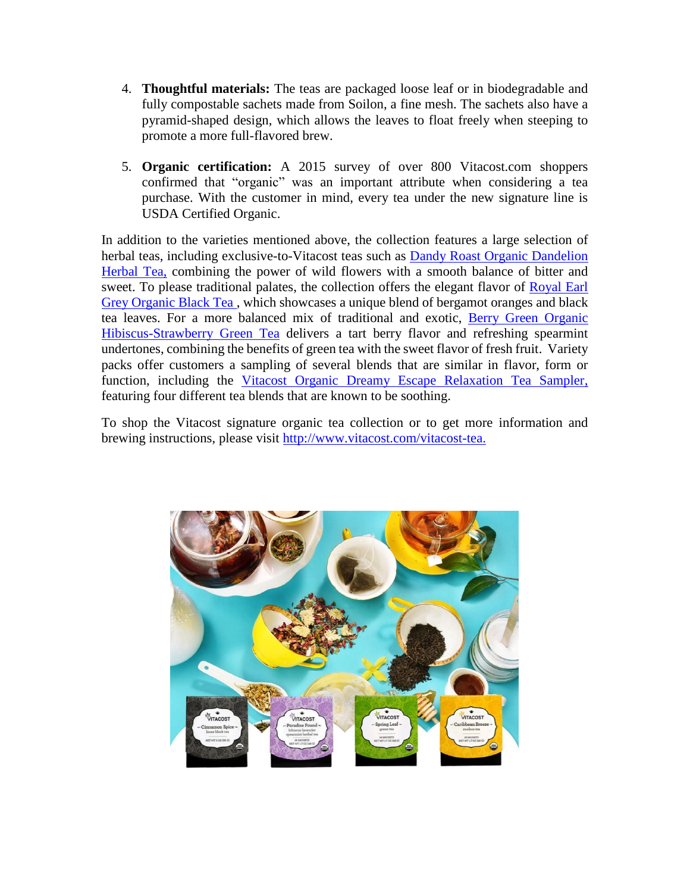4. **Thoughtful materials:** The teas are packaged loose leaf or in biodegradable and fully compostable sachets made from Soilon, a fine mesh. The sachets also have a pyramid-shaped design, which allows the leaves to float freely when steeping to promote a more full-flavored brew.

5. **Organic certification:** A 2015 survey of over 800 Vitacost.com shoppers confirmed that "organic" was an important attribute when considering a tea purchase. With the customer in mind, every tea under the new signature line is USDA Certified Organic.

In addition to the varieties mentioned above, the collection features a large selection of herbal teas, including exclusive-to-Vitacost teas such as [Dandy Roast Organic Dandelion Herbal Tea,]() combining the power of wild flowers with a smooth balance of bitter and sweet. To please traditional palates, the collection offers the elegant flavor of [Royal Earl Grey Organic Black Tea ]() , which showcases a unique blend of bergamot oranges and black tea leaves. For a more balanced mix of traditional and exotic, [Berry Green Organic Hibiscus-Strawberry Green Tea]() delivers a tart berry flavor and refreshing spearmint undertones, combining the benefits of green tea with the sweet flavor of fresh fruit. Variety packs offer customers a sampling of several blends that are similar in flavor, form or function, including the [Vitacost Organic Dreamy Escape Relaxation Tea Sampler,]() featuring four different tea blends that are known to be soothing.

To shop the Vitacost signature organic tea collection or to get more information and brewing instructions, please visit http://www.vitacost.com/vitacost-tea.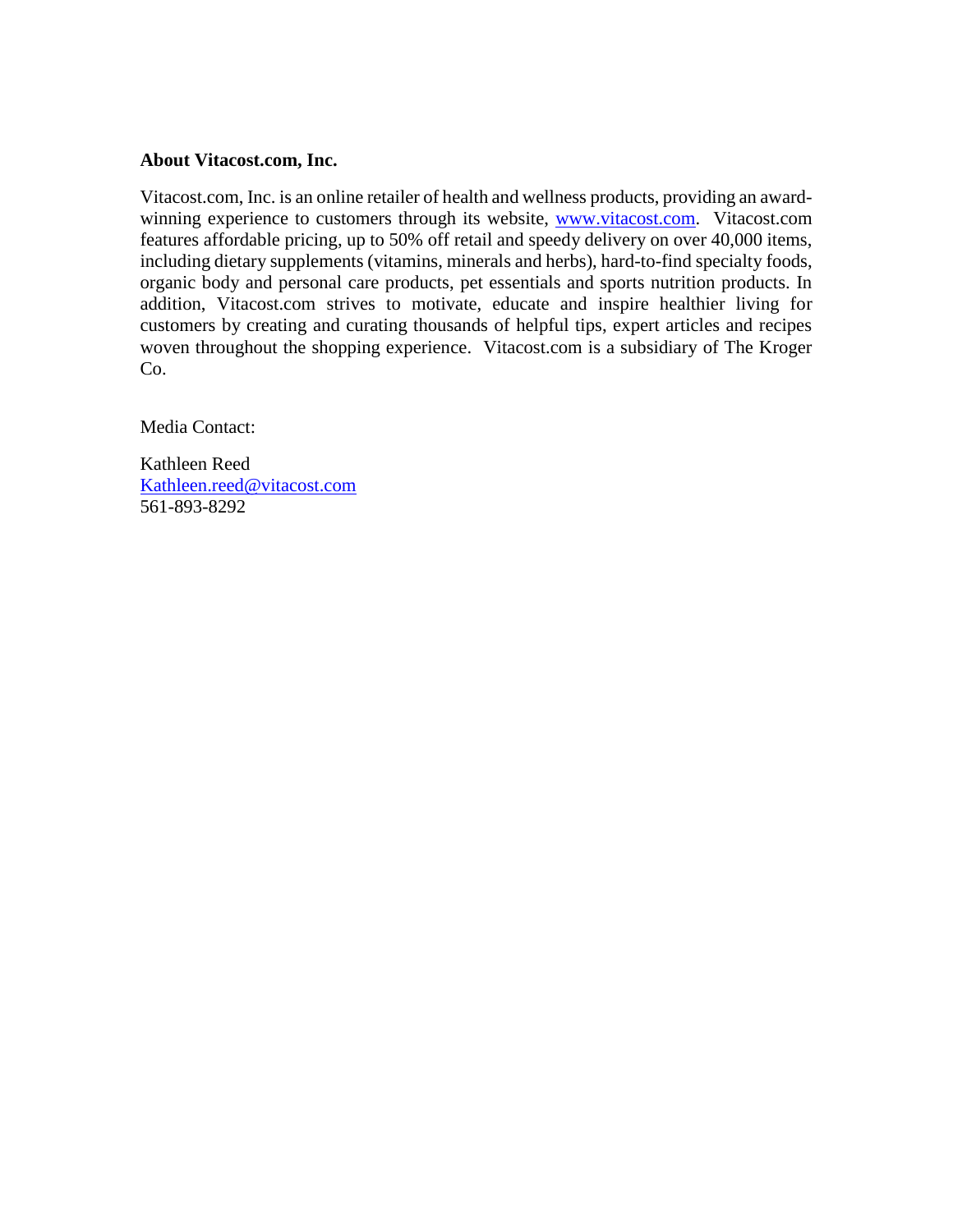**About Vitacost.com, Inc.**

Vitacost.com, Inc. is an online retailer of health and wellness products, providing an award-winning experience to customers through its website, www.vitacost.com. Vitacost.com features affordable pricing, up to 50% off retail and speedy delivery on over 40,000 items, including dietary supplements (vitamins, minerals and herbs), hard-to-find specialty foods, organic body and personal care products, pet essentials and sports nutrition products. In addition, Vitacost.com strives to motivate, educate and inspire healthier living for customers by creating and curating thousands of helpful tips, expert articles and recipes woven throughout the shopping experience. Vitacost.com is a subsidiary of The Kroger Co.

Media Contact:

Kathleen Reed
Kathleen.reed@vitacost.com
561-893-8292